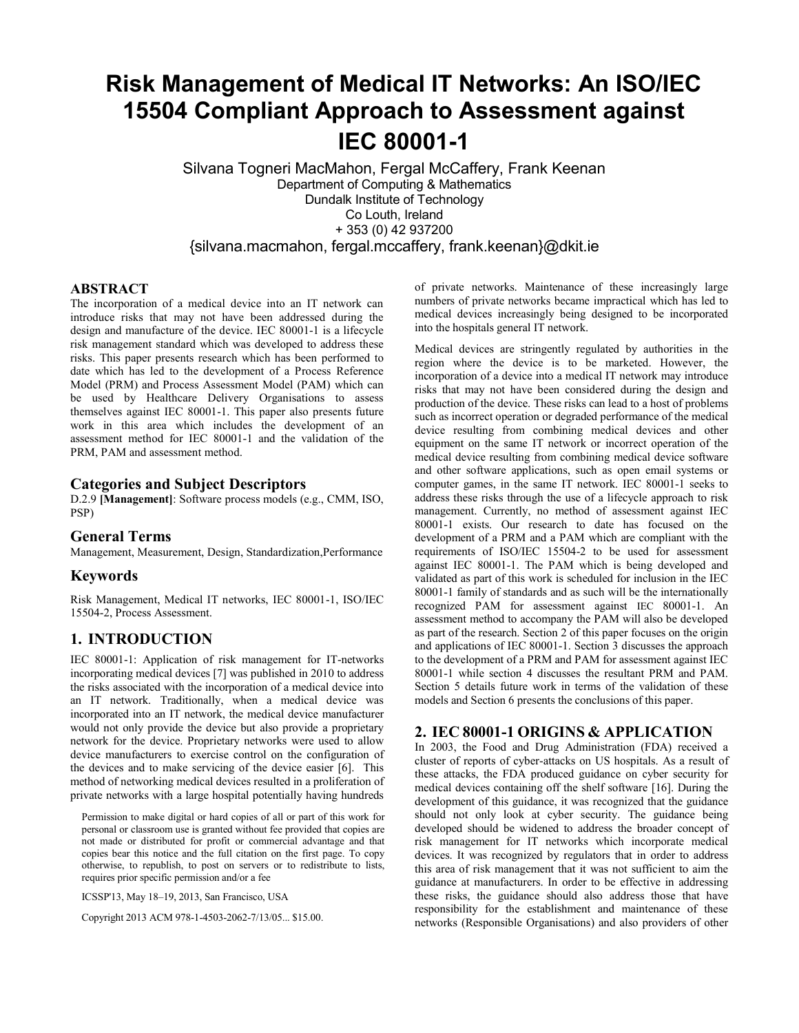# Risk Management of Medical IT Networks: An ISO/IEC 15504 Compliant Approach to Assessment against IEC 80001-1

Silvana Togneri MacMahon, Fergal McCaffery, Frank Keenan
Department of Computing & Mathematics
Dundalk Institute of Technology
Co Louth, Ireland
+ 353 (0) 42 937200
{silvana.macmahon, fergal.mccaffery, frank.keenan}@dkit.ie

## ABSTRACT

The incorporation of a medical device into an IT network can introduce risks that may not have been addressed during the design and manufacture of the device. IEC 80001-1 is a lifecycle risk management standard which was developed to address these risks. This paper presents research which has been performed to date which has led to the development of a Process Reference Model (PRM) and Process Assessment Model (PAM) which can be used by Healthcare Delivery Organisations to assess themselves against IEC 80001-1. This paper also presents future work in this area which includes the development of an assessment method for IEC 80001-1 and the validation of the PRM, PAM and assessment method.

### Categories and Subject Descriptors

D.2.9 **[Management]**: Software process models (e.g., CMM, ISO, PSP)

### General Terms

Management, Measurement, Design, Standardization,Performance

### Keywords

Risk Management, Medical IT networks, IEC 80001-1, ISO/IEC 15504-2, Process Assessment.

## 1. INTRODUCTION

IEC 80001-1: Application of risk management for IT-networks incorporating medical devices [7] was published in 2010 to address the risks associated with the incorporation of a medical device into an IT network. Traditionally, when a medical device was incorporated into an IT network, the medical device manufacturer would not only provide the device but also provide a proprietary network for the device. Proprietary networks were used to allow device manufacturers to exercise control on the configuration of the devices and to make servicing of the device easier [6]. This method of networking medical devices resulted in a proliferation of private networks with a large hospital potentially having hundreds of private networks. Maintenance of these increasingly large numbers of private networks became impractical which has led to medical devices increasingly being designed to be incorporated into the hospitals general IT network.

Medical devices are stringently regulated by authorities in the region where the device is to be marketed. However, the incorporation of a device into a medical IT network may introduce risks that may not have been considered during the design and production of the device. These risks can lead to a host of problems such as incorrect operation or degraded performance of the medical device resulting from combining medical devices and other equipment on the same IT network or incorrect operation of the medical device resulting from combining medical device software and other software applications, such as open email systems or computer games, in the same IT network. IEC 80001-1 seeks to address these risks through the use of a lifecycle approach to risk management. Currently, no method of assessment against IEC 80001-1 exists. Our research to date has focused on the development of a PRM and a PAM which are compliant with the requirements of ISO/IEC 15504-2 to be used for assessment against IEC 80001-1. The PAM which is being developed and validated as part of this work is scheduled for inclusion in the IEC 80001-1 family of standards and as such will be the internationally recognized PAM for assessment against IEC 80001-1. An assessment method to accompany the PAM will also be developed as part of the research. Section 2 of this paper focuses on the origin and applications of IEC 80001-1. Section 3 discusses the approach to the development of a PRM and PAM for assessment against IEC 80001-1 while section 4 discusses the resultant PRM and PAM. Section 5 details future work in terms of the validation of these models and Section 6 presents the conclusions of this paper.

## 2. IEC 80001-1 ORIGINS & APPLICATION

In 2003, the Food and Drug Administration (FDA) received a cluster of reports of cyber-attacks on US hospitals. As a result of these attacks, the FDA produced guidance on cyber security for medical devices containing off the shelf software [16]. During the development of this guidance, it was recognized that the guidance should not only look at cyber security. The guidance being developed should be widened to address the broader concept of risk management for IT networks which incorporate medical devices. It was recognized by regulators that in order to address this area of risk management that it was not sufficient to aim the guidance at manufacturers. In order to be effective in addressing these risks, the guidance should also address those that have responsibility for the establishment and maintenance of these networks (Responsible Organisations) and also providers of other

Permission to make digital or hard copies of all or part of this work for personal or classroom use is granted without fee provided that copies are not made or distributed for profit or commercial advantage and that copies bear this notice and the full citation on the first page. To copy otherwise, to republish, to post on servers or to redistribute to lists, requires prior specific permission and/or a fee

ICSSP'13, May 18–19, 2013, San Francisco, USA

Copyright 2013 ACM 978-1-4503-2062-7/13/05... $15.00.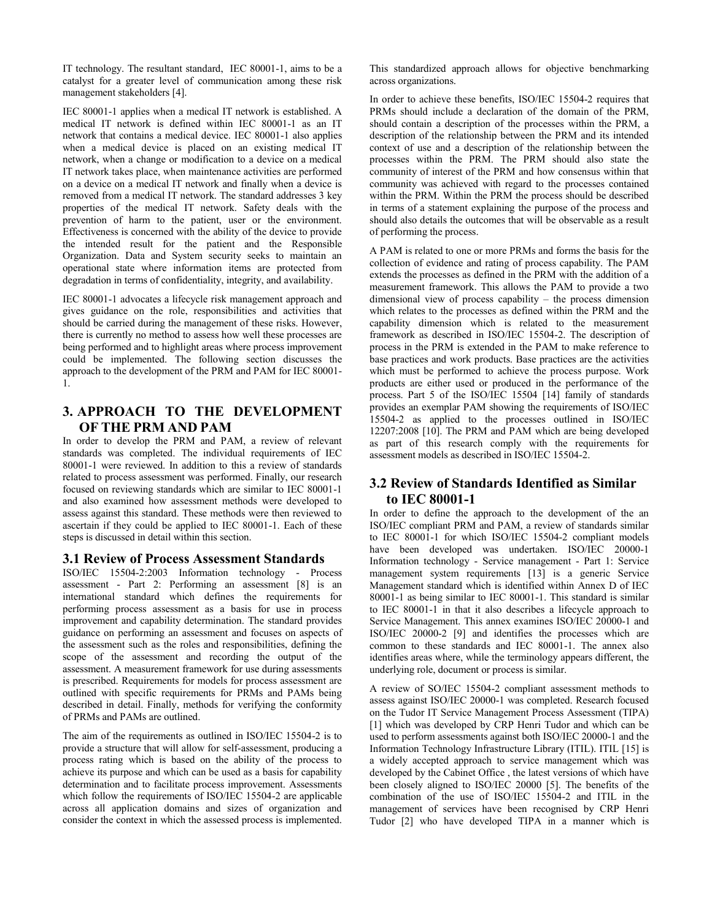IT technology. The resultant standard, IEC 80001-1, aims to be a catalyst for a greater level of communication among these risk management stakeholders [4].

IEC 80001-1 applies when a medical IT network is established. A medical IT network is defined within IEC 80001-1 as an IT network that contains a medical device. IEC 80001-1 also applies when a medical device is placed on an existing medical IT network, when a change or modification to a device on a medical IT network takes place, when maintenance activities are performed on a device on a medical IT network and finally when a device is removed from a medical IT network. The standard addresses 3 key properties of the medical IT network. Safety deals with the prevention of harm to the patient, user or the environment. Effectiveness is concerned with the ability of the device to provide the intended result for the patient and the Responsible Organization. Data and System security seeks to maintain an operational state where information items are protected from degradation in terms of confidentiality, integrity, and availability.

IEC 80001-1 advocates a lifecycle risk management approach and gives guidance on the role, responsibilities and activities that should be carried during the management of these risks. However, there is currently no method to assess how well these processes are being performed and to highlight areas where process improvement could be implemented. The following section discusses the approach to the development of the PRM and PAM for IEC 80001-1.

# 3. APPROACH TO THE DEVELOPMENT OF THE PRM AND PAM

In order to develop the PRM and PAM, a review of relevant standards was completed. The individual requirements of IEC 80001-1 were reviewed. In addition to this a review of standards related to process assessment was performed. Finally, our research focused on reviewing standards which are similar to IEC 80001-1 and also examined how assessment methods were developed to assess against this standard. These methods were then reviewed to ascertain if they could be applied to IEC 80001-1. Each of these steps is discussed in detail within this section.

## 3.1 Review of Process Assessment Standards

ISO/IEC 15504-2:2003 Information technology - Process assessment - Part 2: Performing an assessment [8] is an international standard which defines the requirements for performing process assessment as a basis for use in process improvement and capability determination. The standard provides guidance on performing an assessment and focuses on aspects of the assessment such as the roles and responsibilities, defining the scope of the assessment and recording the output of the assessment. A measurement framework for use during assessments is prescribed. Requirements for models for process assessment are outlined with specific requirements for PRMs and PAMs being described in detail. Finally, methods for verifying the conformity of PRMs and PAMs are outlined.

The aim of the requirements as outlined in ISO/IEC 15504-2 is to provide a structure that will allow for self-assessment, producing a process rating which is based on the ability of the process to achieve its purpose and which can be used as a basis for capability determination and to facilitate process improvement. Assessments which follow the requirements of ISO/IEC 15504-2 are applicable across all application domains and sizes of organization and consider the context in which the assessed process is implemented. This standardized approach allows for objective benchmarking across organizations.

In order to achieve these benefits, ISO/IEC 15504-2 requires that PRMs should include a declaration of the domain of the PRM, should contain a description of the processes within the PRM, a description of the relationship between the PRM and its intended context of use and a description of the relationship between the processes within the PRM. The PRM should also state the community of interest of the PRM and how consensus within that community was achieved with regard to the processes contained within the PRM. Within the PRM the process should be described in terms of a statement explaining the purpose of the process and should also details the outcomes that will be observable as a result of performing the process.

A PAM is related to one or more PRMs and forms the basis for the collection of evidence and rating of process capability. The PAM extends the processes as defined in the PRM with the addition of a measurement framework. This allows the PAM to provide a two dimensional view of process capability – the process dimension which relates to the processes as defined within the PRM and the capability dimension which is related to the measurement framework as described in ISO/IEC 15504-2. The description of process in the PRM is extended in the PAM to make reference to base practices and work products. Base practices are the activities which must be performed to achieve the process purpose. Work products are either used or produced in the performance of the process. Part 5 of the ISO/IEC 15504 [14] family of standards provides an exemplar PAM showing the requirements of ISO/IEC 15504-2 as applied to the processes outlined in ISO/IEC 12207:2008 [10]. The PRM and PAM which are being developed as part of this research comply with the requirements for assessment models as described in ISO/IEC 15504-2.

## 3.2 Review of Standards Identified as Similar to IEC 80001-1

In order to define the approach to the development of the an ISO/IEC compliant PRM and PAM, a review of standards similar to IEC 80001-1 for which ISO/IEC 15504-2 compliant models have been developed was undertaken. ISO/IEC 20000-1 Information technology - Service management - Part 1: Service management system requirements [13] is a generic Service Management standard which is identified within Annex D of IEC 80001-1 as being similar to IEC 80001-1. This standard is similar to IEC 80001-1 in that it also describes a lifecycle approach to Service Management. This annex examines ISO/IEC 20000-1 and ISO/IEC 20000-2 [9] and identifies the processes which are common to these standards and IEC 80001-1. The annex also identifies areas where, while the terminology appears different, the underlying role, document or process is similar.

A review of SO/IEC 15504-2 compliant assessment methods to assess against ISO/IEC 20000-1 was completed. Research focused on the Tudor IT Service Management Process Assessment (TIPA) [1] which was developed by CRP Henri Tudor and which can be used to perform assessments against both ISO/IEC 20000-1 and the Information Technology Infrastructure Library (ITIL). ITIL [15] is a widely accepted approach to service management which was developed by the Cabinet Office , the latest versions of which have been closely aligned to ISO/IEC 20000 [5]. The benefits of the combination of the use of ISO/IEC 15504-2 and ITIL in the management of services have been recognised by CRP Henri Tudor [2] who have developed TIPA in a manner which is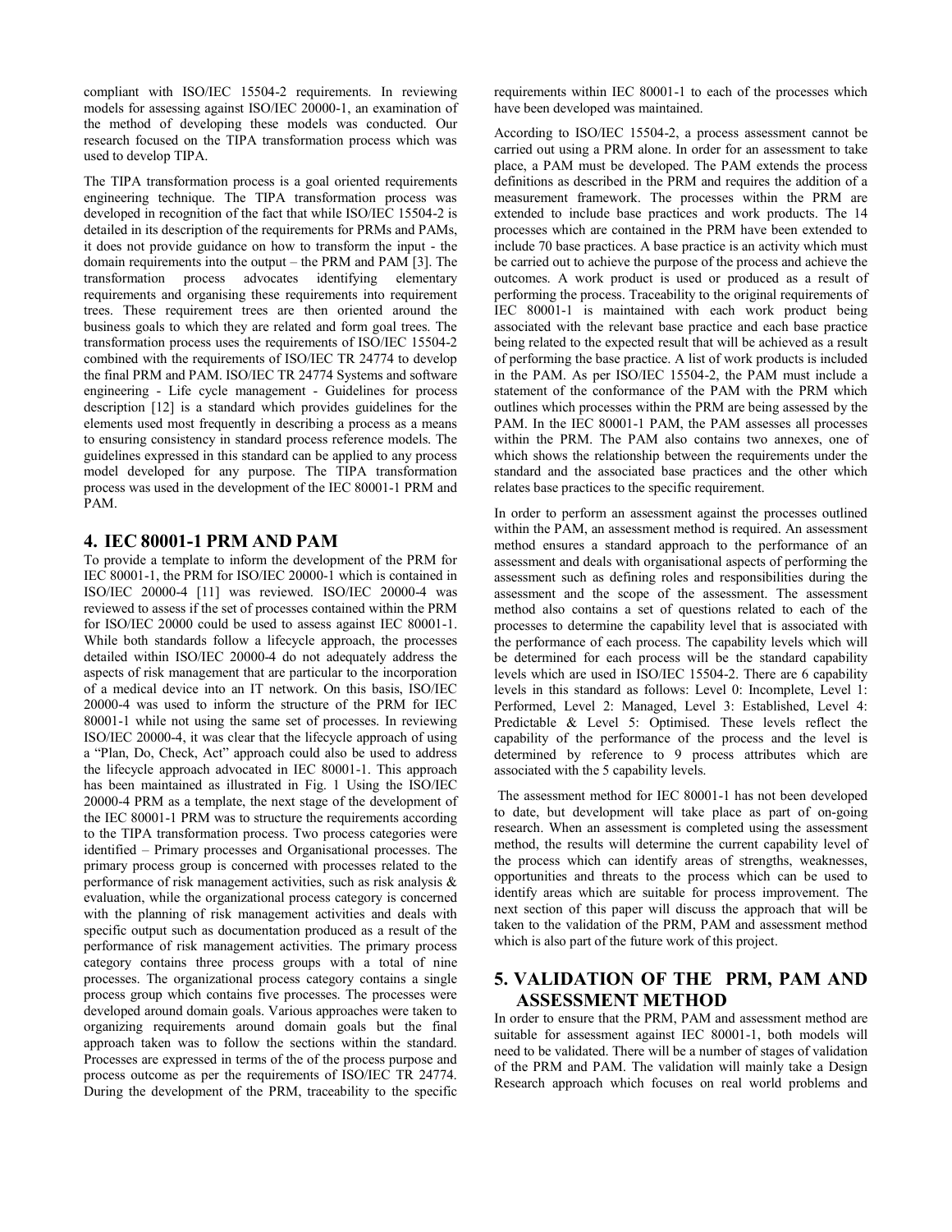compliant with ISO/IEC 15504-2 requirements. In reviewing models for assessing against ISO/IEC 20000-1, an examination of the method of developing these models was conducted. Our research focused on the TIPA transformation process which was used to develop TIPA.

The TIPA transformation process is a goal oriented requirements engineering technique. The TIPA transformation process was developed in recognition of the fact that while ISO/IEC 15504-2 is detailed in its description of the requirements for PRMs and PAMs, it does not provide guidance on how to transform the input - the domain requirements into the output – the PRM and PAM [3]. The transformation process advocates identifying elementary requirements and organising these requirements into requirement trees. These requirement trees are then oriented around the business goals to which they are related and form goal trees. The transformation process uses the requirements of ISO/IEC 15504-2 combined with the requirements of ISO/IEC TR 24774 to develop the final PRM and PAM. ISO/IEC TR 24774 Systems and software engineering - Life cycle management - Guidelines for process description [12] is a standard which provides guidelines for the elements used most frequently in describing a process as a means to ensuring consistency in standard process reference models. The guidelines expressed in this standard can be applied to any process model developed for any purpose. The TIPA transformation process was used in the development of the IEC 80001-1 PRM and PAM.

## 4. IEC 80001-1 PRM AND PAM

To provide a template to inform the development of the PRM for IEC 80001-1, the PRM for ISO/IEC 20000-1 which is contained in ISO/IEC 20000-4 [11] was reviewed. ISO/IEC 20000-4 was reviewed to assess if the set of processes contained within the PRM for ISO/IEC 20000 could be used to assess against IEC 80001-1. While both standards follow a lifecycle approach, the processes detailed within ISO/IEC 20000-4 do not adequately address the aspects of risk management that are particular to the incorporation of a medical device into an IT network. On this basis, ISO/IEC 20000-4 was used to inform the structure of the PRM for IEC 80001-1 while not using the same set of processes. In reviewing ISO/IEC 20000-4, it was clear that the lifecycle approach of using a "Plan, Do, Check, Act" approach could also be used to address the lifecycle approach advocated in IEC 80001-1. This approach has been maintained as illustrated in Fig. 1 Using the ISO/IEC 20000-4 PRM as a template, the next stage of the development of the IEC 80001-1 PRM was to structure the requirements according to the TIPA transformation process. Two process categories were identified – Primary processes and Organisational processes. The primary process group is concerned with processes related to the performance of risk management activities, such as risk analysis & evaluation, while the organizational process category is concerned with the planning of risk management activities and deals with specific output such as documentation produced as a result of the performance of risk management activities. The primary process category contains three process groups with a total of nine processes. The organizational process category contains a single process group which contains five processes. The processes were developed around domain goals. Various approaches were taken to organizing requirements around domain goals but the final approach taken was to follow the sections within the standard. Processes are expressed in terms of the of the process purpose and process outcome as per the requirements of ISO/IEC TR 24774. During the development of the PRM, traceability to the specific requirements within IEC 80001-1 to each of the processes which have been developed was maintained.

According to ISO/IEC 15504-2, a process assessment cannot be carried out using a PRM alone. In order for an assessment to take place, a PAM must be developed. The PAM extends the process definitions as described in the PRM and requires the addition of a measurement framework. The processes within the PRM are extended to include base practices and work products. The 14 processes which are contained in the PRM have been extended to include 70 base practices. A base practice is an activity which must be carried out to achieve the purpose of the process and achieve the outcomes. A work product is used or produced as a result of performing the process. Traceability to the original requirements of IEC 80001-1 is maintained with each work product being associated with the relevant base practice and each base practice being related to the expected result that will be achieved as a result of performing the base practice. A list of work products is included in the PAM. As per ISO/IEC 15504-2, the PAM must include a statement of the conformance of the PAM with the PRM which outlines which processes within the PRM are being assessed by the PAM. In the IEC 80001-1 PAM, the PAM assesses all processes within the PRM. The PAM also contains two annexes, one of which shows the relationship between the requirements under the standard and the associated base practices and the other which relates base practices to the specific requirement.

In order to perform an assessment against the processes outlined within the PAM, an assessment method is required. An assessment method ensures a standard approach to the performance of an assessment and deals with organisational aspects of performing the assessment such as defining roles and responsibilities during the assessment and the scope of the assessment. The assessment method also contains a set of questions related to each of the processes to determine the capability level that is associated with the performance of each process. The capability levels which will be determined for each process will be the standard capability levels which are used in ISO/IEC 15504-2. There are 6 capability levels in this standard as follows: Level 0: Incomplete, Level 1: Performed, Level 2: Managed, Level 3: Established, Level 4: Predictable & Level 5: Optimised. These levels reflect the capability of the performance of the process and the level is determined by reference to 9 process attributes which are associated with the 5 capability levels.

The assessment method for IEC 80001-1 has not been developed to date, but development will take place as part of on-going research. When an assessment is completed using the assessment method, the results will determine the current capability level of the process which can identify areas of strengths, weaknesses, opportunities and threats to the process which can be used to identify areas which are suitable for process improvement. The next section of this paper will discuss the approach that will be taken to the validation of the PRM, PAM and assessment method which is also part of the future work of this project.

## 5. VALIDATION OF THE PRM, PAM AND ASSESSMENT METHOD

In order to ensure that the PRM, PAM and assessment method are suitable for assessment against IEC 80001-1, both models will need to be validated. There will be a number of stages of validation of the PRM and PAM. The validation will mainly take a Design Research approach which focuses on real world problems and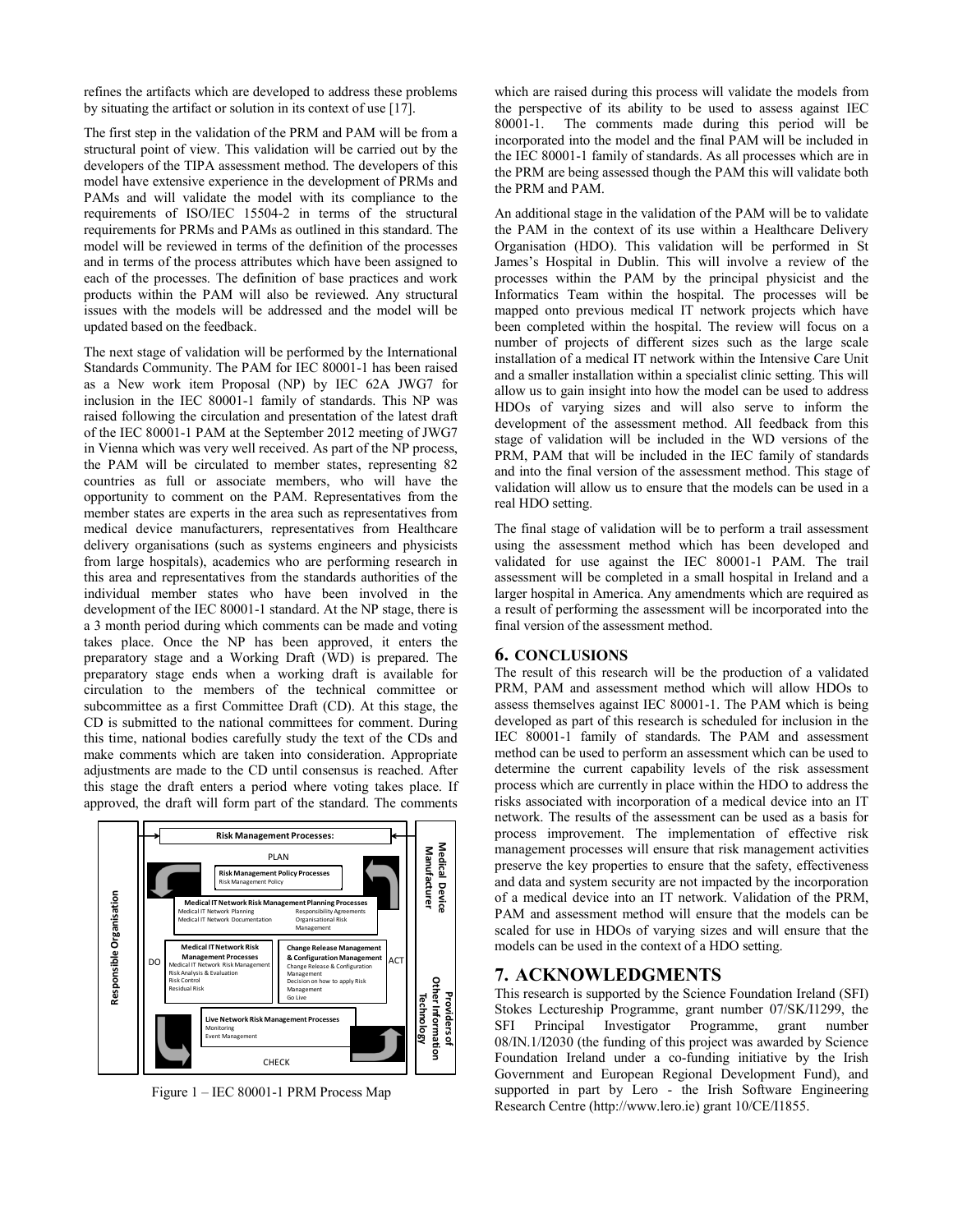refines the artifacts which are developed to address these problems by situating the artifact or solution in its context of use [17].

The first step in the validation of the PRM and PAM will be from a structural point of view. This validation will be carried out by the developers of the TIPA assessment method. The developers of this model have extensive experience in the development of PRMs and PAMs and will validate the model with its compliance to the requirements of ISO/IEC 15504-2 in terms of the structural requirements for PRMs and PAMs as outlined in this standard. The model will be reviewed in terms of the definition of the processes and in terms of the process attributes which have been assigned to each of the processes. The definition of base practices and work products within the PAM will also be reviewed. Any structural issues with the models will be addressed and the model will be updated based on the feedback.

The next stage of validation will be performed by the International Standards Community. The PAM for IEC 80001-1 has been raised as a New work item Proposal (NP) by IEC 62A JWG7 for inclusion in the IEC 80001-1 family of standards. This NP was raised following the circulation and presentation of the latest draft of the IEC 80001-1 PAM at the September 2012 meeting of JWG7 in Vienna which was very well received. As part of the NP process, the PAM will be circulated to member states, representing 82 countries as full or associate members, who will have the opportunity to comment on the PAM. Representatives from the member states are experts in the area such as representatives from medical device manufacturers, representatives from Healthcare delivery organisations (such as systems engineers and physicists from large hospitals), academics who are performing research in this area and representatives from the standards authorities of the individual member states who have been involved in the development of the IEC 80001-1 standard. At the NP stage, there is a 3 month period during which comments can be made and voting takes place. Once the NP has been approved, it enters the preparatory stage and a Working Draft (WD) is prepared. The preparatory stage ends when a working draft is available for circulation to the members of the technical committee or subcommittee as a first Committee Draft (CD). At this stage, the CD is submitted to the national committees for comment. During this time, national bodies carefully study the text of the CDs and make comments which are taken into consideration. Appropriate adjustments are made to the CD until consensus is reached. After this stage the draft enters a period where voting takes place. If approved, the draft will form part of the standard. The comments

Risk Management Processes:

PLAN

Risk Management Policy Processes
Risk Management Policy

Medical IT Network Risk Management Planning Processes
Medical IT Network Planning
Medical IT Network Documentation
Responsibility Agreements
Organisational Risk Management

DO
Medical IT Network Risk Management Processes
Medical IT Network Risk Management
Risk Analysis & Evaluation
Risk Control
Residual Risk

Change Release Management & Configuration Management
Change Release & Configuration Management
Decision on how to apply Risk Management
Go Live
ACT

Live Network Risk Management Processes
Monitoring
Event Management

CHECK

Responsible Organisation

Medical Device Manufacturer

Providers of Other Information Technology

Figure 1 – IEC 80001-1 PRM Process Map

which are raised during this process will validate the models from the perspective of its ability to be used to assess against IEC 80001-1. The comments made during this period will be incorporated into the model and the final PAM will be included in the IEC 80001-1 family of standards. As all processes which are in the PRM are being assessed though the PAM this will validate both the PRM and PAM.

An additional stage in the validation of the PAM will be to validate the PAM in the context of its use within a Healthcare Delivery Organisation (HDO). This validation will be performed in St James's Hospital in Dublin. This will involve a review of the processes within the PAM by the principal physicist and the Informatics Team within the hospital. The processes will be mapped onto previous medical IT network projects which have been completed within the hospital. The review will focus on a number of projects of different sizes such as the large scale installation of a medical IT network within the Intensive Care Unit and a smaller installation within a specialist clinic setting. This will allow us to gain insight into how the model can be used to address HDOs of varying sizes and will also serve to inform the development of the assessment method. All feedback from this stage of validation will be included in the WD versions of the PRM, PAM that will be included in the IEC family of standards and into the final version of the assessment method. This stage of validation will allow us to ensure that the models can be used in a real HDO setting.

The final stage of validation will be to perform a trail assessment using the assessment method which has been developed and validated for use against the IEC 80001-1 PAM. The trail assessment will be completed in a small hospital in Ireland and a larger hospital in America. Any amendments which are required as a result of performing the assessment will be incorporated into the final version of the assessment method.

## 6. CONCLUSIONS

The result of this research will be the production of a validated PRM, PAM and assessment method which will allow HDOs to assess themselves against IEC 80001-1. The PAM which is being developed as part of this research is scheduled for inclusion in the IEC 80001-1 family of standards. The PAM and assessment method can be used to perform an assessment which can be used to determine the current capability levels of the risk assessment process which are currently in place within the HDO to address the risks associated with incorporation of a medical device into an IT network. The results of the assessment can be used as a basis for process improvement. The implementation of effective risk management processes will ensure that risk management activities preserve the key properties to ensure that the safety, effectiveness and data and system security are not impacted by the incorporation of a medical device into an IT network. Validation of the PRM, PAM and assessment method will ensure that the models can be scaled for use in HDOs of varying sizes and will ensure that the models can be used in the context of a HDO setting.

## 7. ACKNOWLEDGMENTS

This research is supported by the Science Foundation Ireland (SFI) Stokes Lectureship Programme, grant number 07/SK/I1299, the SFI Principal Investigator Programme, grant number 08/IN.1/I2030 (the funding of this project was awarded by Science Foundation Ireland under a co-funding initiative by the Irish Government and European Regional Development Fund), and supported in part by Lero - the Irish Software Engineering Research Centre (http://www.lero.ie) grant 10/CE/I1855.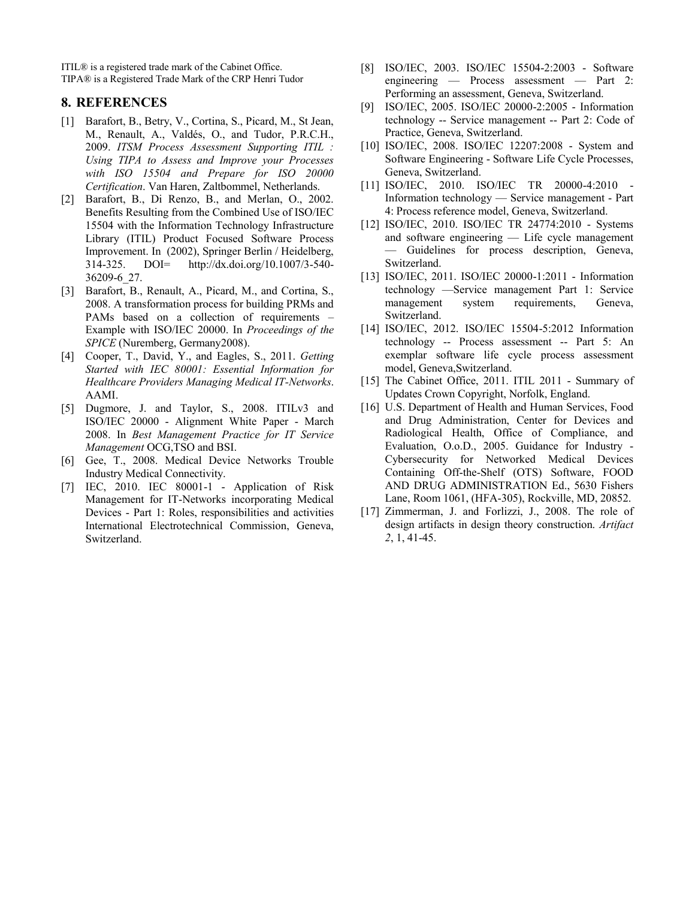ITIL® is a registered trade mark of the Cabinet Office.
TIPA® is a Registered Trade Mark of the CRP Henri Tudor

## 8. REFERENCES

[1] Barafort, B., Betry, V., Cortina, S., Picard, M., St Jean, M., Renault, A., Valdés, O., and Tudor, P.R.C.H., 2009. *ITSM Process Assessment Supporting ITIL : Using TIPA to Assess and Improve your Processes with ISO 15504 and Prepare for ISO 20000 Certification*. Van Haren, Zaltbommel, Netherlands.

[2] Barafort, B., Di Renzo, B., and Merlan, O., 2002. Benefits Resulting from the Combined Use of ISO/IEC 15504 with the Information Technology Infrastructure Library (ITIL) Product Focused Software Process Improvement. In (2002), Springer Berlin / Heidelberg, 314-325. DOI= http://dx.doi.org/10.1007/3-540-36209-6_27.

[3] Barafort, B., Renault, A., Picard, M., and Cortina, S., 2008. A transformation process for building PRMs and PAMs based on a collection of requirements – Example with ISO/IEC 20000. In *Proceedings of the SPICE* (Nuremberg, Germany2008).

[4] Cooper, T., David, Y., and Eagles, S., 2011. *Getting Started with IEC 80001: Essential Information for Healthcare Providers Managing Medical IT-Networks*. AAMI.

[5] Dugmore, J. and Taylor, S., 2008. ITILv3 and ISO/IEC 20000 - Alignment White Paper - March 2008. In *Best Management Practice for IT Service Management* OCG,TSO and BSI.

[6] Gee, T., 2008. Medical Device Networks Trouble Industry Medical Connectivity.

[7] IEC, 2010. IEC 80001-1 - Application of Risk Management for IT-Networks incorporating Medical Devices - Part 1: Roles, responsibilities and activities International Electrotechnical Commission, Geneva, Switzerland.

[8] ISO/IEC, 2003. ISO/IEC 15504-2:2003 - Software engineering — Process assessment — Part 2: Performing an assessment, Geneva, Switzerland.

[9] ISO/IEC, 2005. ISO/IEC 20000-2:2005 - Information technology -- Service management -- Part 2: Code of Practice, Geneva, Switzerland.

[10] ISO/IEC, 2008. ISO/IEC 12207:2008 - System and Software Engineering - Software Life Cycle Processes, Geneva, Switzerland.

[11] ISO/IEC, 2010. ISO/IEC TR 20000-4:2010 - Information technology — Service management - Part 4: Process reference model, Geneva, Switzerland.

[12] ISO/IEC, 2010. ISO/IEC TR 24774:2010 - Systems and software engineering — Life cycle management — Guidelines for process description, Geneva, Switzerland.

[13] ISO/IEC, 2011. ISO/IEC 20000-1:2011 - Information technology —Service management Part 1: Service management system requirements, Geneva, Switzerland.

[14] ISO/IEC, 2012. ISO/IEC 15504-5:2012 Information technology -- Process assessment -- Part 5: An exemplar software life cycle process assessment model, Geneva,Switzerland.

[15] The Cabinet Office, 2011. ITIL 2011 - Summary of Updates Crown Copyright, Norfolk, England.

[16] U.S. Department of Health and Human Services, Food and Drug Administration, Center for Devices and Radiological Health, Office of Compliance, and Evaluation, O.o.D., 2005. Guidance for Industry - Cybersecurity for Networked Medical Devices Containing Off-the-Shelf (OTS) Software, FOOD AND DRUG ADMINISTRATION Ed., 5630 Fishers Lane, Room 1061, (HFA-305), Rockville, MD, 20852.

[17] Zimmerman, J. and Forlizzi, J., 2008. The role of design artifacts in design theory construction. *Artifact 2*, 1, 41-45.